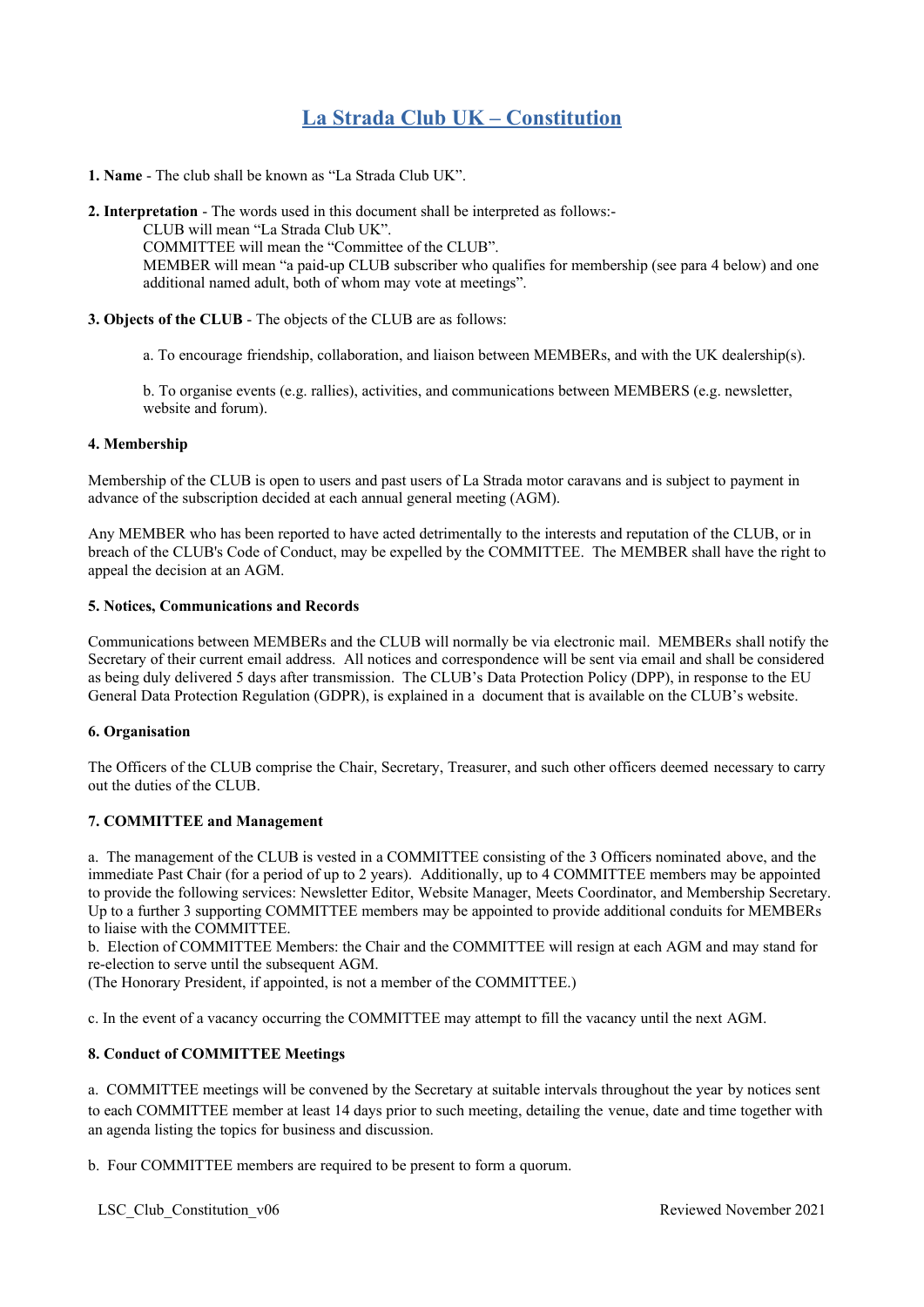# La Strada Club UK – Constitution

**1. Name** - The club shall be known as “La Strada Club UK”.

**2. Interpretation** - The words used in this document shall be interpreted as follows:-

CLUB will mean “La Strada Club UK”.
COMMITTEE will mean the “Committee of the CLUB”.
MEMBER will mean “a paid-up CLUB subscriber who qualifies for membership (see para 4 below) and one additional named adult, both of whom may vote at meetings”.

**3. Objects of the CLUB** - The objects of the CLUB are as follows:

a. To encourage friendship, collaboration, and liaison between MEMBERs, and with the UK dealership(s).

b. To organise events (e.g. rallies), activities, and communications between MEMBERS (e.g. newsletter, website and forum).

**4. Membership**

Membership of the CLUB is open to users and past users of La Strada motor caravans and is subject to payment in advance of the subscription decided at each annual general meeting (AGM).

Any MEMBER who has been reported to have acted detrimentally to the interests and reputation of the CLUB, or in breach of the CLUB's Code of Conduct, may be expelled by the COMMITTEE. The MEMBER shall have the right to appeal the decision at an AGM.

**5. Notices, Communications and Records**

Communications between MEMBERs and the CLUB will normally be via electronic mail. MEMBERs shall notify the Secretary of their current email address. All notices and correspondence will be sent via email and shall be considered as being duly delivered 5 days after transmission. The CLUB’s Data Protection Policy (DPP), in response to the EU General Data Protection Regulation (GDPR), is explained in a document that is available on the CLUB’s website.

**6. Organisation**

The Officers of the CLUB comprise the Chair, Secretary, Treasurer, and such other officers deemed necessary to carry out the duties of the CLUB.

**7. COMMITTEE and Management**

a. The management of the CLUB is vested in a COMMITTEE consisting of the 3 Officers nominated above, and the immediate Past Chair (for a period of up to 2 years). Additionally, up to 4 COMMITTEE members may be appointed to provide the following services: Newsletter Editor, Website Manager, Meets Coordinator, and Membership Secretary. Up to a further 3 supporting COMMITTEE members may be appointed to provide additional conduits for MEMBERs to liaise with the COMMITTEE.
b. Election of COMMITTEE Members: the Chair and the COMMITTEE will resign at each AGM and may stand for re-election to serve until the subsequent AGM.
(The Honorary President, if appointed, is not a member of the COMMITTEE.)

c. In the event of a vacancy occurring the COMMITTEE may attempt to fill the vacancy until the next AGM.

**8. Conduct of COMMITTEE Meetings**

a. COMMITTEE meetings will be convened by the Secretary at suitable intervals throughout the year by notices sent to each COMMITTEE member at least 14 days prior to such meeting, detailing the venue, date and time together with an agenda listing the topics for business and discussion.

b. Four COMMITTEE members are required to be present to form a quorum.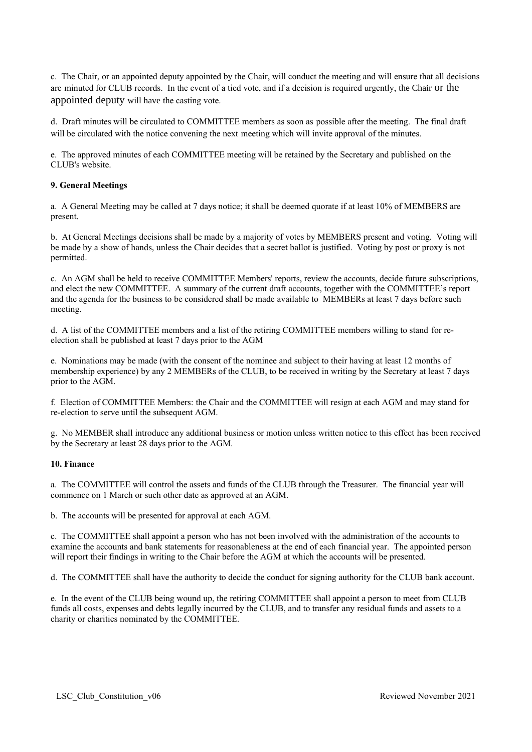c. The Chair, or an appointed deputy appointed by the Chair, will conduct the meeting and will ensure that all decisions are minuted for CLUB records. In the event of a tied vote, and if a decision is required urgently, the Chair or the appointed deputy will have the casting vote.

d. Draft minutes will be circulated to COMMITTEE members as soon as possible after the meeting. The final draft will be circulated with the notice convening the next meeting which will invite approval of the minutes.

e. The approved minutes of each COMMITTEE meeting will be retained by the Secretary and published on the CLUB's website.

**9. General Meetings**

a. A General Meeting may be called at 7 days notice; it shall be deemed quorate if at least 10% of MEMBERS are present.

b. At General Meetings decisions shall be made by a majority of votes by MEMBERS present and voting. Voting will be made by a show of hands, unless the Chair decides that a secret ballot is justified. Voting by post or proxy is not permitted.

c. An AGM shall be held to receive COMMITTEE Members' reports, review the accounts, decide future subscriptions, and elect the new COMMITTEE. A summary of the current draft accounts, together with the COMMITTEE's report and the agenda for the business to be considered shall be made available to MEMBERs at least 7 days before such meeting.

d. A list of the COMMITTEE members and a list of the retiring COMMITTEE members willing to stand for re-election shall be published at least 7 days prior to the AGM

e. Nominations may be made (with the consent of the nominee and subject to their having at least 12 months of membership experience) by any 2 MEMBERs of the CLUB, to be received in writing by the Secretary at least 7 days prior to the AGM.

f. Election of COMMITTEE Members: the Chair and the COMMITTEE will resign at each AGM and may stand for re-election to serve until the subsequent AGM.

g. No MEMBER shall introduce any additional business or motion unless written notice to this effect has been received by the Secretary at least 28 days prior to the AGM.

**10. Finance**

a. The COMMITTEE will control the assets and funds of the CLUB through the Treasurer. The financial year will commence on 1 March or such other date as approved at an AGM.

b. The accounts will be presented for approval at each AGM.

c. The COMMITTEE shall appoint a person who has not been involved with the administration of the accounts to examine the accounts and bank statements for reasonableness at the end of each financial year. The appointed person will report their findings in writing to the Chair before the AGM at which the accounts will be presented.

d. The COMMITTEE shall have the authority to decide the conduct for signing authority for the CLUB bank account.

e. In the event of the CLUB being wound up, the retiring COMMITTEE shall appoint a person to meet from CLUB funds all costs, expenses and debts legally incurred by the CLUB, and to transfer any residual funds and assets to a charity or charities nominated by the COMMITTEE.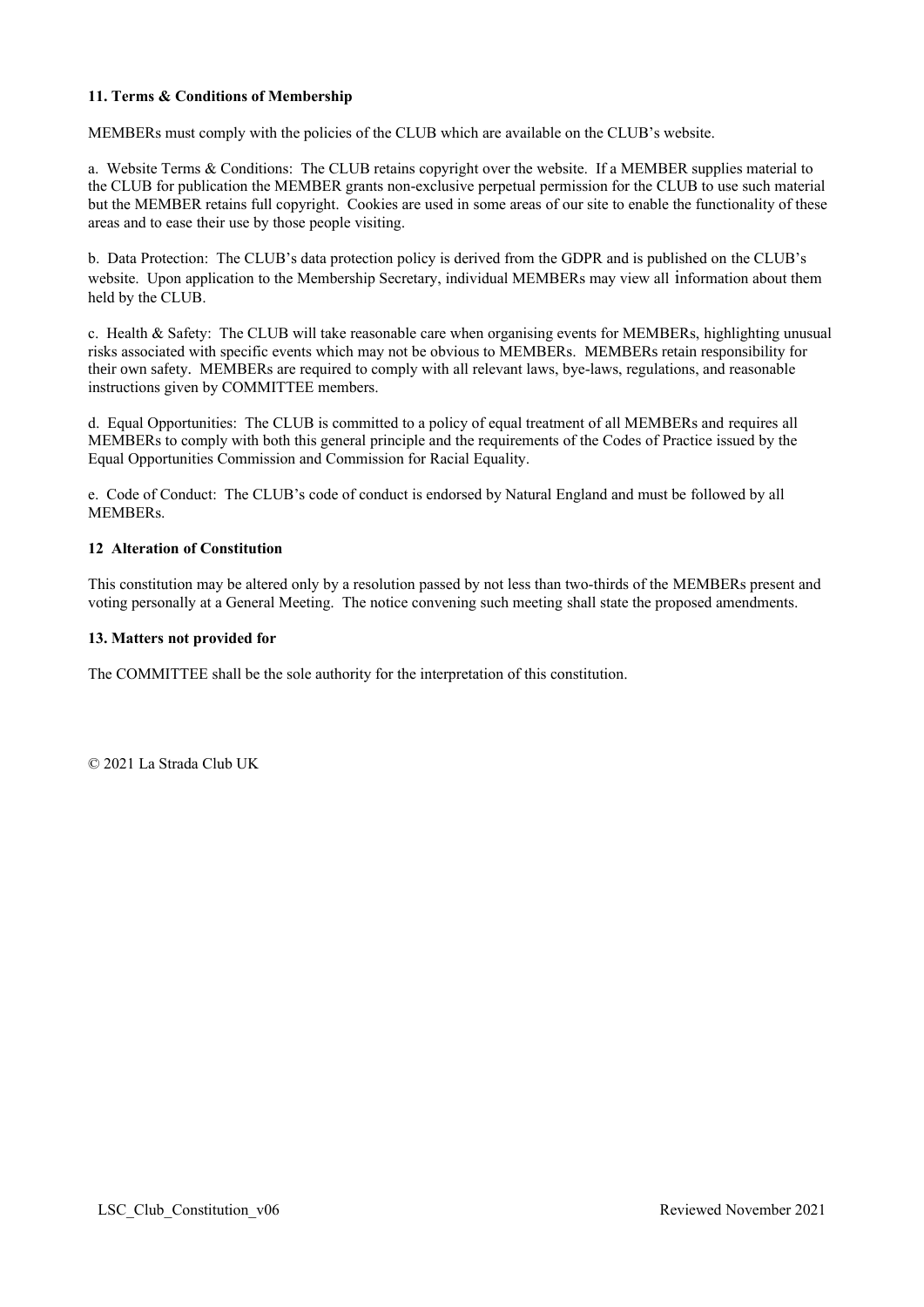### 11. Terms & Conditions of Membership

MEMBERs must comply with the policies of the CLUB which are available on the CLUB's website.

a. Website Terms & Conditions: The CLUB retains copyright over the website. If a MEMBER supplies material to the CLUB for publication the MEMBER grants non-exclusive perpetual permission for the CLUB to use such material but the MEMBER retains full copyright. Cookies are used in some areas of our site to enable the functionality of these areas and to ease their use by those people visiting.

b. Data Protection: The CLUB's data protection policy is derived from the GDPR and is published on the CLUB's website. Upon application to the Membership Secretary, individual MEMBERs may view all information about them held by the CLUB.

c. Health & Safety: The CLUB will take reasonable care when organising events for MEMBERs, highlighting unusual risks associated with specific events which may not be obvious to MEMBERs. MEMBERs retain responsibility for their own safety. MEMBERs are required to comply with all relevant laws, bye-laws, regulations, and reasonable instructions given by COMMITTEE members.

d. Equal Opportunities: The CLUB is committed to a policy of equal treatment of all MEMBERs and requires all MEMBERs to comply with both this general principle and the requirements of the Codes of Practice issued by the Equal Opportunities Commission and Commission for Racial Equality.

e. Code of Conduct: The CLUB's code of conduct is endorsed by Natural England and must be followed by all MEMBERs.

### 12 Alteration of Constitution

This constitution may be altered only by a resolution passed by not less than two-thirds of the MEMBERs present and voting personally at a General Meeting. The notice convening such meeting shall state the proposed amendments.

### 13. Matters not provided for

The COMMITTEE shall be the sole authority for the interpretation of this constitution.

© 2021 La Strada Club UK